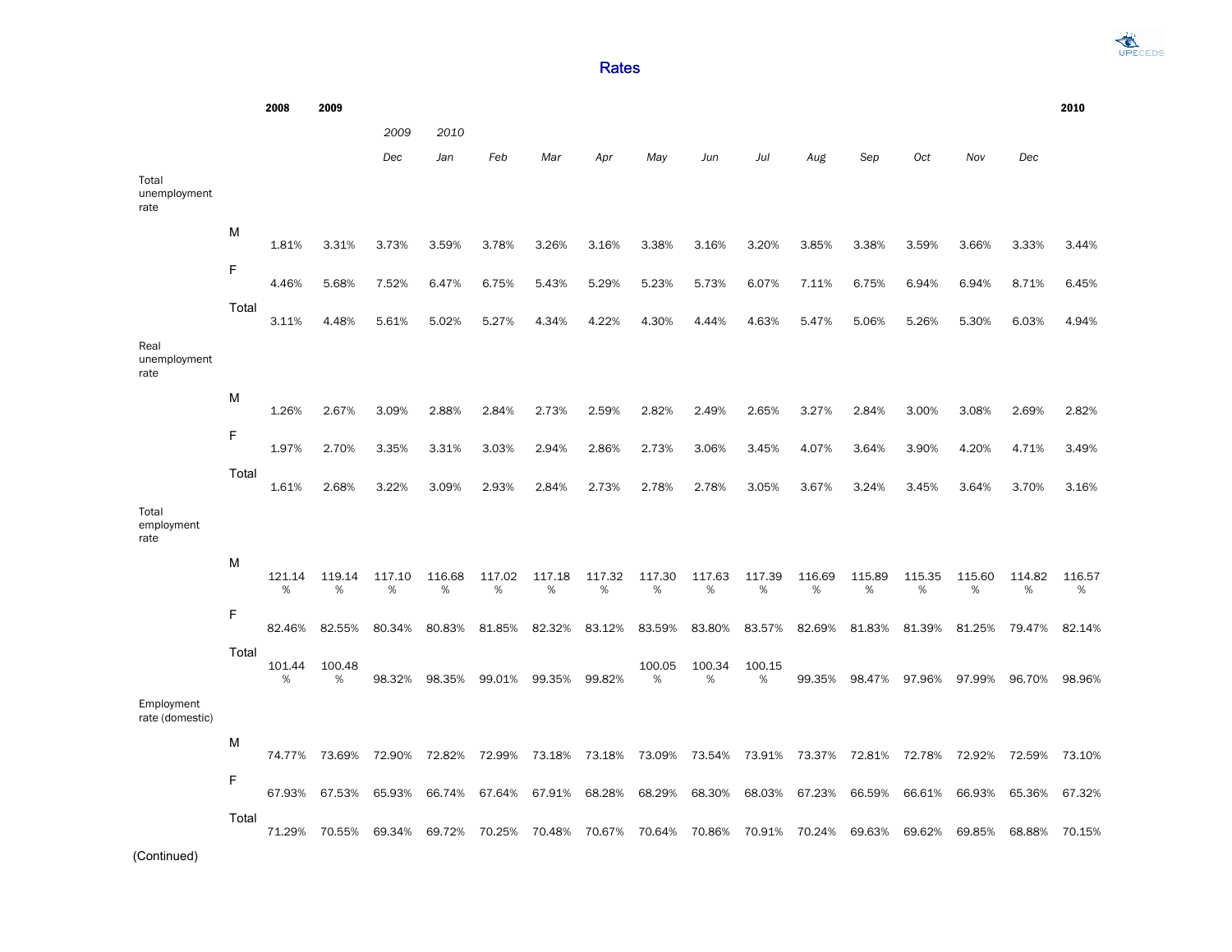## Rates

| | | 2008 | 2009 | | | | | | | | | | | | | | 2010 |
|---|---|---|---|---|---|---|---|---|---|---|---|---|---|---|---|---|---|
| | | | | *2009* | *2010* | | | | | | | | | | | | |
| | | | | *Dec* | *Jan* | *Feb* | *Mar* | *Apr* | *May* | *Jun* | *Jul* | *Aug* | *Sep* | *Oct* | *Nov* | *Dec* | |
| Total unemployment rate | | | | | | | | | | | | | | | | | |
| | M | 1.81% | 3.31% | 3.73% | 3.59% | 3.78% | 3.26% | 3.16% | 3.38% | 3.16% | 3.20% | 3.85% | 3.38% | 3.59% | 3.66% | 3.33% | 3.44% |
| | F | 4.46% | 5.68% | 7.52% | 6.47% | 6.75% | 5.43% | 5.29% | 5.23% | 5.73% | 6.07% | 7.11% | 6.75% | 6.94% | 6.94% | 8.71% | 6.45% |
| | Total | 3.11% | 4.48% | 5.61% | 5.02% | 5.27% | 4.34% | 4.22% | 4.30% | 4.44% | 4.63% | 5.47% | 5.06% | 5.26% | 5.30% | 6.03% | 4.94% |
| Real unemployment rate | | | | | | | | | | | | | | | | | |
| | M | 1.26% | 2.67% | 3.09% | 2.88% | 2.84% | 2.73% | 2.59% | 2.82% | 2.49% | 2.65% | 3.27% | 2.84% | 3.00% | 3.08% | 2.69% | 2.82% |
| | F | 1.97% | 2.70% | 3.35% | 3.31% | 3.03% | 2.94% | 2.86% | 2.73% | 3.06% | 3.45% | 4.07% | 3.64% | 3.90% | 4.20% | 4.71% | 3.49% |
| | Total | 1.61% | 2.68% | 3.22% | 3.09% | 2.93% | 2.84% | 2.73% | 2.78% | 2.78% | 3.05% | 3.67% | 3.24% | 3.45% | 3.64% | 3.70% | 3.16% |
| Total employment rate | | | | | | | | | | | | | | | | | |
| | M | 121.14% | 119.14% | 117.10% | 116.68% | 117.02% | 117.18% | 117.32% | 117.30% | 117.63% | 117.39% | 116.69% | 115.89% | 115.35% | 115.60% | 114.82% | 116.57% |
| | F | 82.46% | 82.55% | 80.34% | 80.83% | 81.85% | 82.32% | 83.12% | 83.59% | 83.80% | 83.57% | 82.69% | 81.83% | 81.39% | 81.25% | 79.47% | 82.14% |
| | Total | 101.44% | 100.48% | 98.32% | 98.35% | 99.01% | 99.35% | 99.82% | 100.05% | 100.34% | 100.15% | 99.35% | 98.47% | 97.96% | 97.99% | 96.70% | 98.96% |
| Employment rate (domestic) | | | | | | | | | | | | | | | | | |
| | M | 74.77% | 73.69% | 72.90% | 72.82% | 72.99% | 73.18% | 73.18% | 73.09% | 73.54% | 73.91% | 73.37% | 72.81% | 72.78% | 72.92% | 72.59% | 73.10% |
| | F | 67.93% | 67.53% | 65.93% | 66.74% | 67.64% | 67.91% | 68.28% | 68.29% | 68.30% | 68.03% | 67.23% | 66.59% | 66.61% | 66.93% | 65.36% | 67.32% |
| | Total | 71.29% | 70.55% | 69.34% | 69.72% | 70.25% | 70.48% | 70.67% | 70.64% | 70.86% | 70.91% | 70.24% | 69.63% | 69.62% | 69.85% | 68.88% | 70.15% |

(Continued)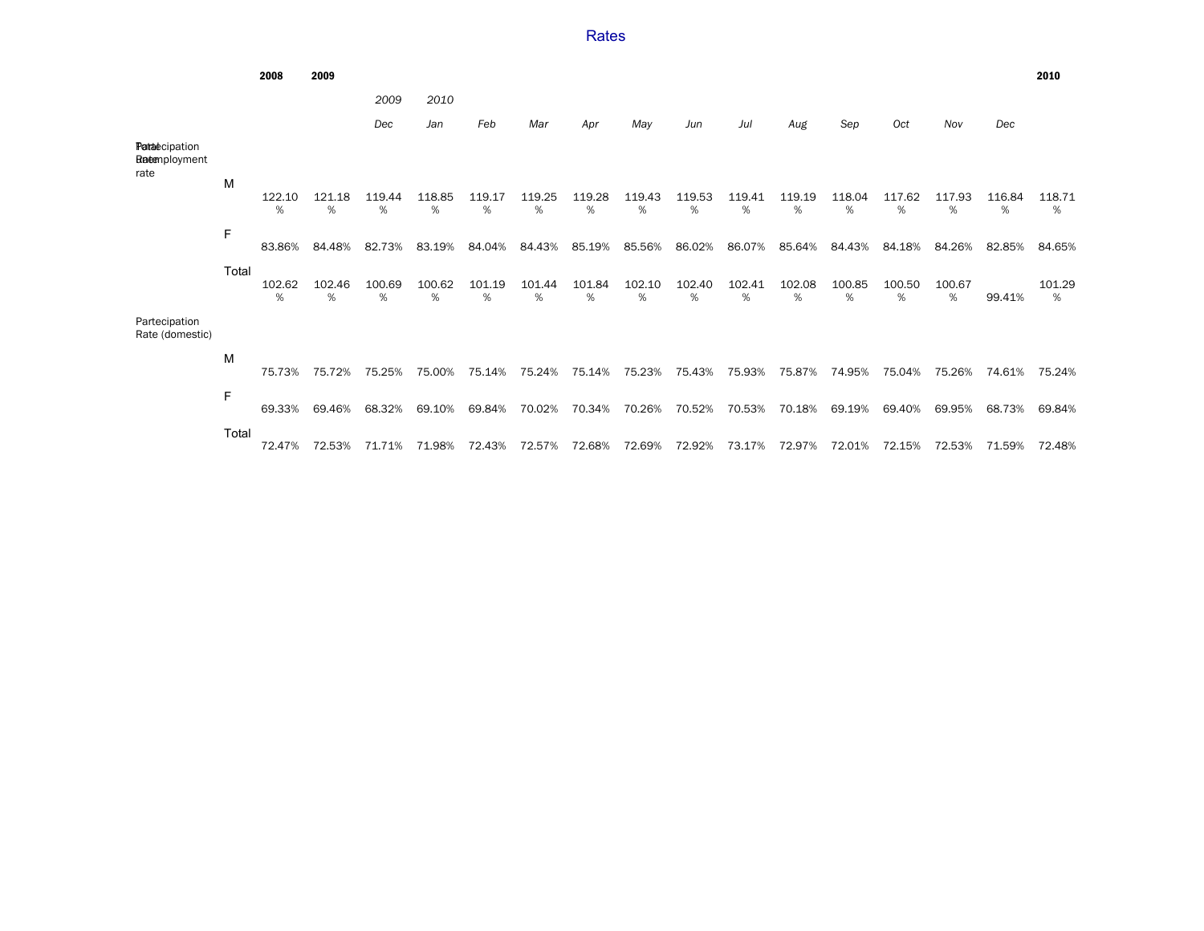# Rates

| | | 2008 | 2009 | | | | | | | | | | | | | | 2010 |
|---|---|---|---|---|---|---|---|---|---|---|---|---|---|---|---|---|---|
| | | | | *2009* | *2010* | | | | | | | | | | | | |
| | | | | *Dec* | *Jan* | *Feb* | *Mar* | *Apr* | *May* | *Jun* | *Jul* | *Aug* | *Sep* | *Oct* | *Nov* | *Dec* | |
| Partecipation Rate / Total Employment rate | | | | | | | | | | | | | | | | | |
| | M | 122.10% | 121.18% | 119.44% | 118.85% | 119.17% | 119.25% | 119.28% | 119.43% | 119.53% | 119.41% | 119.19% | 118.04% | 117.62% | 117.93% | 116.84% | 118.71% |
| | F | 83.86% | 84.48% | 82.73% | 83.19% | 84.04% | 84.43% | 85.19% | 85.56% | 86.02% | 86.07% | 85.64% | 84.43% | 84.18% | 84.26% | 82.85% | 84.65% |
| | Total | 102.62% | 102.46% | 100.69% | 100.62% | 101.19% | 101.44% | 101.84% | 102.10% | 102.40% | 102.41% | 102.08% | 100.85% | 100.50% | 100.67% | 99.41% | 101.29% |
| Partecipation Rate (domestic) | | | | | | | | | | | | | | | | | |
| | M | 75.73% | 75.72% | 75.25% | 75.00% | 75.14% | 75.24% | 75.14% | 75.23% | 75.43% | 75.93% | 75.87% | 74.95% | 75.04% | 75.26% | 74.61% | 75.24% |
| | F | 69.33% | 69.46% | 68.32% | 69.10% | 69.84% | 70.02% | 70.34% | 70.26% | 70.52% | 70.53% | 70.18% | 69.19% | 69.40% | 69.95% | 68.73% | 69.84% |
| | Total | 72.47% | 72.53% | 71.71% | 71.98% | 72.43% | 72.57% | 72.68% | 72.69% | 72.92% | 73.17% | 72.97% | 72.01% | 72.15% | 72.53% | 71.59% | 72.48% |